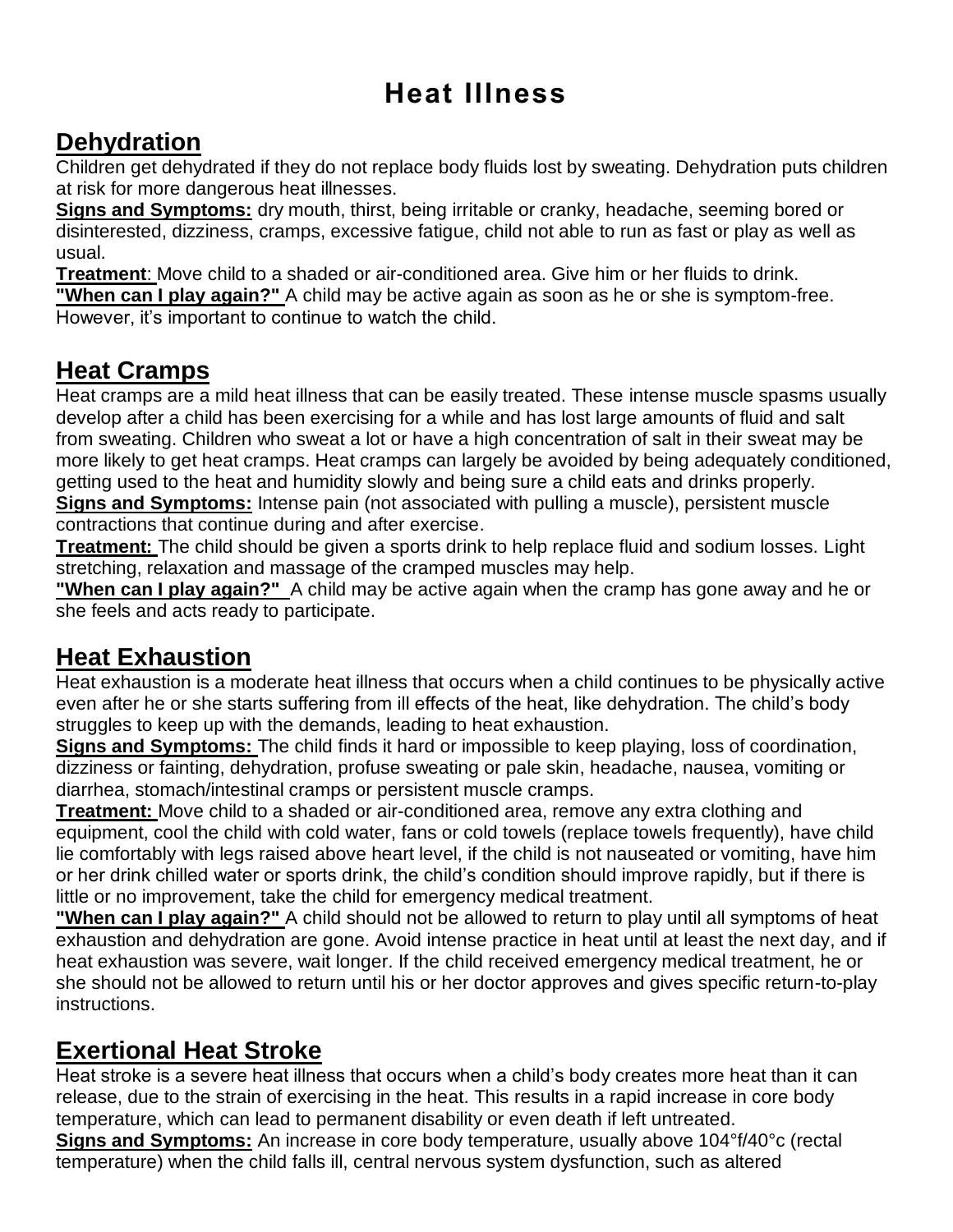# Heat Illness

## Dehydration

Children get dehydrated if they do not replace body fluids lost by sweating. Dehydration puts children at risk for more dangerous heat illnesses.

**Signs and Symptoms:** dry mouth, thirst, being irritable or cranky, headache, seeming bored or disinterested, dizziness, cramps, excessive fatigue, child not able to run as fast or play as well as usual.

**Treatment**: Move child to a shaded or air-conditioned area. Give him or her fluids to drink.

**"When can I play again?"** A child may be active again as soon as he or she is symptom-free. However, it's important to continue to watch the child.

## Heat Cramps

Heat cramps are a mild heat illness that can be easily treated. These intense muscle spasms usually develop after a child has been exercising for a while and has lost large amounts of fluid and salt from sweating. Children who sweat a lot or have a high concentration of salt in their sweat may be more likely to get heat cramps. Heat cramps can largely be avoided by being adequately conditioned, getting used to the heat and humidity slowly and being sure a child eats and drinks properly.

**Signs and Symptoms:** Intense pain (not associated with pulling a muscle), persistent muscle contractions that continue during and after exercise.

**Treatment:** The child should be given a sports drink to help replace fluid and sodium losses. Light stretching, relaxation and massage of the cramped muscles may help.

**"When can I play again?"** A child may be active again when the cramp has gone away and he or she feels and acts ready to participate.

## Heat Exhaustion

Heat exhaustion is a moderate heat illness that occurs when a child continues to be physically active even after he or she starts suffering from ill effects of the heat, like dehydration. The child's body struggles to keep up with the demands, leading to heat exhaustion.

**Signs and Symptoms:** The child finds it hard or impossible to keep playing, loss of coordination, dizziness or fainting, dehydration, profuse sweating or pale skin, headache, nausea, vomiting or diarrhea, stomach/intestinal cramps or persistent muscle cramps.

**Treatment:** Move child to a shaded or air-conditioned area, remove any extra clothing and equipment, cool the child with cold water, fans or cold towels (replace towels frequently), have child lie comfortably with legs raised above heart level, if the child is not nauseated or vomiting, have him or her drink chilled water or sports drink, the child's condition should improve rapidly, but if there is little or no improvement, take the child for emergency medical treatment.

**"When can I play again?"** A child should not be allowed to return to play until all symptoms of heat exhaustion and dehydration are gone. Avoid intense practice in heat until at least the next day, and if heat exhaustion was severe, wait longer. If the child received emergency medical treatment, he or she should not be allowed to return until his or her doctor approves and gives specific return-to-play instructions.

## Exertional Heat Stroke

Heat stroke is a severe heat illness that occurs when a child's body creates more heat than it can release, due to the strain of exercising in the heat. This results in a rapid increase in core body temperature, which can lead to permanent disability or even death if left untreated.

**Signs and Symptoms:** An increase in core body temperature, usually above 104°f/40°c (rectal temperature) when the child falls ill, central nervous system dysfunction, such as altered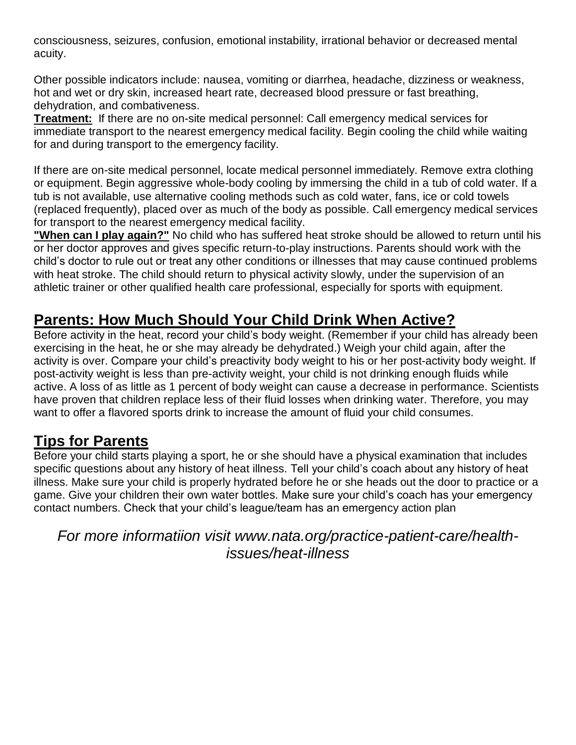consciousness, seizures, confusion, emotional instability, irrational behavior or decreased mental acuity.

Other possible indicators include: nausea, vomiting or diarrhea, headache, dizziness or weakness, hot and wet or dry skin, increased heart rate, decreased blood pressure or fast breathing, dehydration, and combativeness.

**Treatment:** If there are no on-site medical personnel: Call emergency medical services for immediate transport to the nearest emergency medical facility. Begin cooling the child while waiting for and during transport to the emergency facility.

If there are on-site medical personnel, locate medical personnel immediately. Remove extra clothing or equipment. Begin aggressive whole-body cooling by immersing the child in a tub of cold water. If a tub is not available, use alternative cooling methods such as cold water, fans, ice or cold towels (replaced frequently), placed over as much of the body as possible. Call emergency medical services for transport to the nearest emergency medical facility.

**"When can I play again?"** No child who has suffered heat stroke should be allowed to return until his or her doctor approves and gives specific return-to-play instructions. Parents should work with the child's doctor to rule out or treat any other conditions or illnesses that may cause continued problems with heat stroke. The child should return to physical activity slowly, under the supervision of an athletic trainer or other qualified health care professional, especially for sports with equipment.

## Parents: How Much Should Your Child Drink When Active?

Before activity in the heat, record your child's body weight. (Remember if your child has already been exercising in the heat, he or she may already be dehydrated.) Weigh your child again, after the activity is over. Compare your child's preactivity body weight to his or her post-activity body weight. If post-activity weight is less than pre-activity weight, your child is not drinking enough fluids while active. A loss of as little as 1 percent of body weight can cause a decrease in performance. Scientists have proven that children replace less of their fluid losses when drinking water. Therefore, you may want to offer a flavored sports drink to increase the amount of fluid your child consumes.

## Tips for Parents

Before your child starts playing a sport, he or she should have a physical examination that includes specific questions about any history of heat illness. Tell your child's coach about any history of heat illness. Make sure your child is properly hydrated before he or she heads out the door to practice or a game. Give your children their own water bottles. Make sure your child's coach has your emergency contact numbers. Check that your child's league/team has an emergency action plan

*For more informatiion visit www.nata.org/practice-patient-care/health-issues/heat-illness*